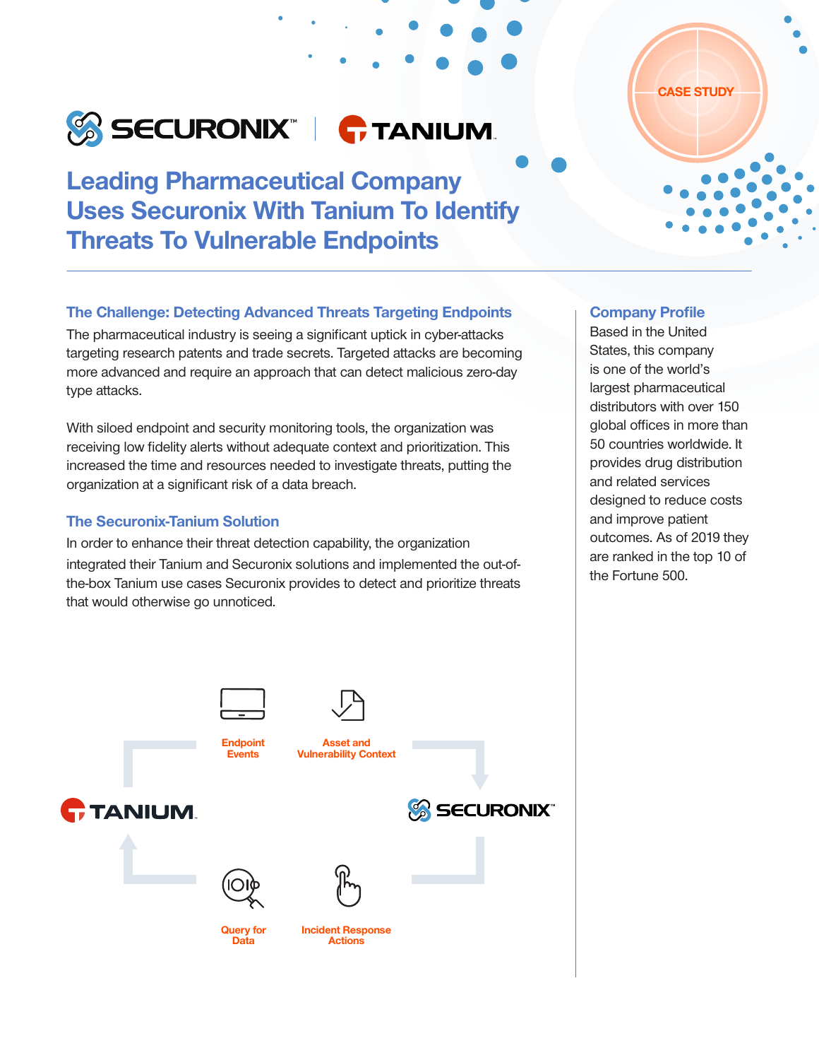SECURONIX | TANIUM

CASE STUDY

# Leading Pharmaceutical Company Uses Securonix With Tanium To Identify Threats To Vulnerable Endpoints

## The Challenge: Detecting Advanced Threats Targeting Endpoints

The pharmaceutical industry is seeing a significant uptick in cyber-attacks targeting research patents and trade secrets. Targeted attacks are becoming more advanced and require an approach that can detect malicious zero-day type attacks.

With siloed endpoint and security monitoring tools, the organization was receiving low fidelity alerts without adequate context and prioritization. This increased the time and resources needed to investigate threats, putting the organization at a significant risk of a data breach.

## The Securonix-Tanium Solution

In order to enhance their threat detection capability, the organization integrated their Tanium and Securonix solutions and implemented the out-of-the-box Tanium use cases Securonix provides to detect and prioritize threats that would otherwise go unnoticed.

TANIUM → Endpoint Events → Asset and Vulnerability Context → SECURONIX → Incident Response Actions → Query for Data → TANIUM

## Company Profile

Based in the United States, this company is one of the world's largest pharmaceutical distributors with over 150 global offices in more than 50 countries worldwide. It provides drug distribution and related services designed to reduce costs and improve patient outcomes. As of 2019 they are ranked in the top 10 of the Fortune 500.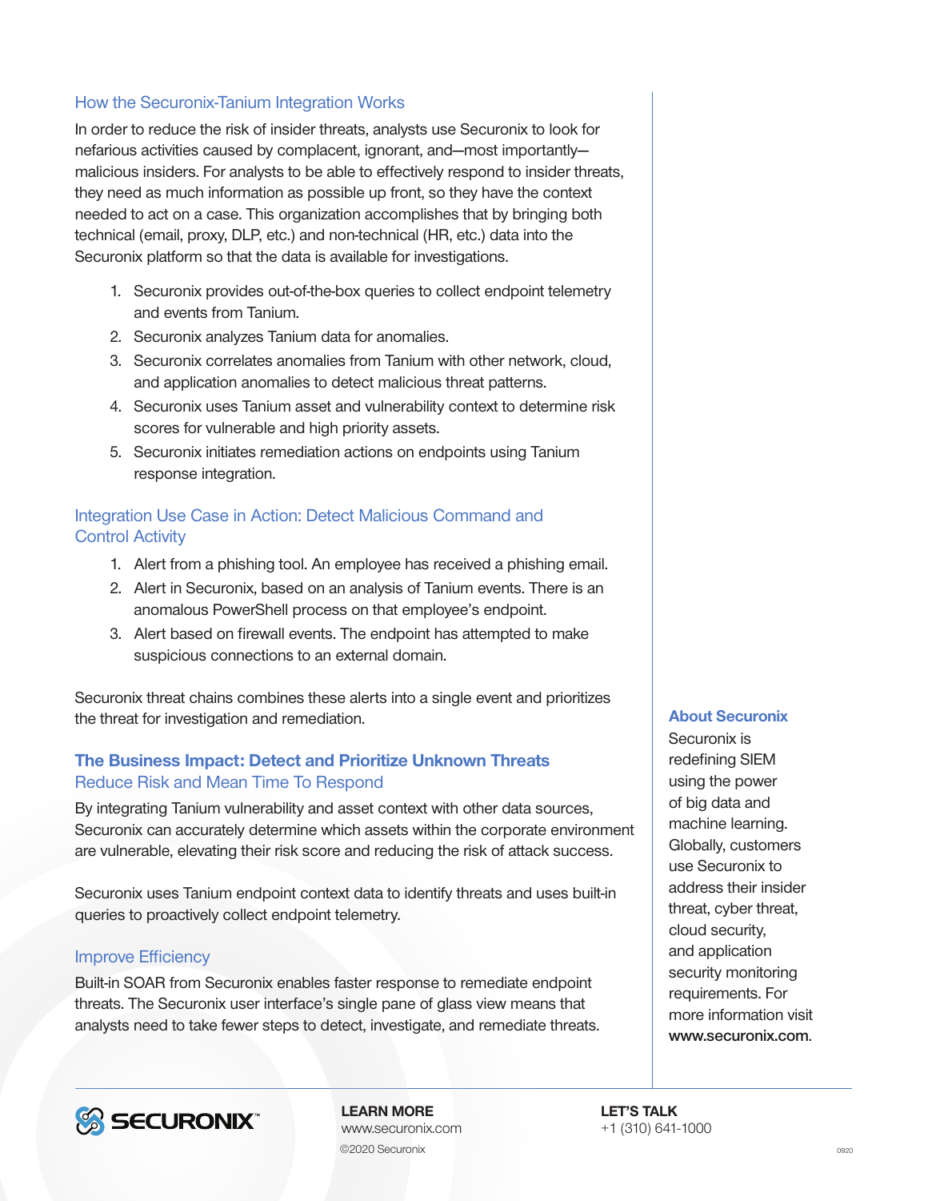## How the Securonix-Tanium Integration Works

In order to reduce the risk of insider threats, analysts use Securonix to look for nefarious activities caused by complacent, ignorant, and—most importantly—malicious insiders. For analysts to be able to effectively respond to insider threats, they need as much information as possible up front, so they have the context needed to act on a case. This organization accomplishes that by bringing both technical (email, proxy, DLP, etc.) and non-technical (HR, etc.) data into the Securonix platform so that the data is available for investigations.

1. Securonix provides out-of-the-box queries to collect endpoint telemetry and events from Tanium.
2. Securonix analyzes Tanium data for anomalies.
3. Securonix correlates anomalies from Tanium with other network, cloud, and application anomalies to detect malicious threat patterns.
4. Securonix uses Tanium asset and vulnerability context to determine risk scores for vulnerable and high priority assets.
5. Securonix initiates remediation actions on endpoints using Tanium response integration.

## Integration Use Case in Action: Detect Malicious Command and Control Activity

1. Alert from a phishing tool. An employee has received a phishing email.
2. Alert in Securonix, based on an analysis of Tanium events. There is an anomalous PowerShell process on that employee's endpoint.
3. Alert based on firewall events. The endpoint has attempted to make suspicious connections to an external domain.

Securonix threat chains combines these alerts into a single event and prioritizes the threat for investigation and remediation.

## The Business Impact: Detect and Prioritize Unknown Threats

### Reduce Risk and Mean Time To Respond

By integrating Tanium vulnerability and asset context with other data sources, Securonix can accurately determine which assets within the corporate environment are vulnerable, elevating their risk score and reducing the risk of attack success.

Securonix uses Tanium endpoint context data to identify threats and uses built-in queries to proactively collect endpoint telemetry.

### Improve Efficiency

Built-in SOAR from Securonix enables faster response to remediate endpoint threats. The Securonix user interface's single pane of glass view means that analysts need to take fewer steps to detect, investigate, and remediate threats.

**About Securonix**

Securonix is redefining SIEM using the power of big data and machine learning. Globally, customers use Securonix to address their insider threat, cyber threat, cloud security, and application security monitoring requirements. For more information visit **www.securonix.com**.

SECURONIX™

**LEARN MORE**
www.securonix.com
©2020 Securonix

**LET'S TALK**
+1 (310) 641-1000

0920